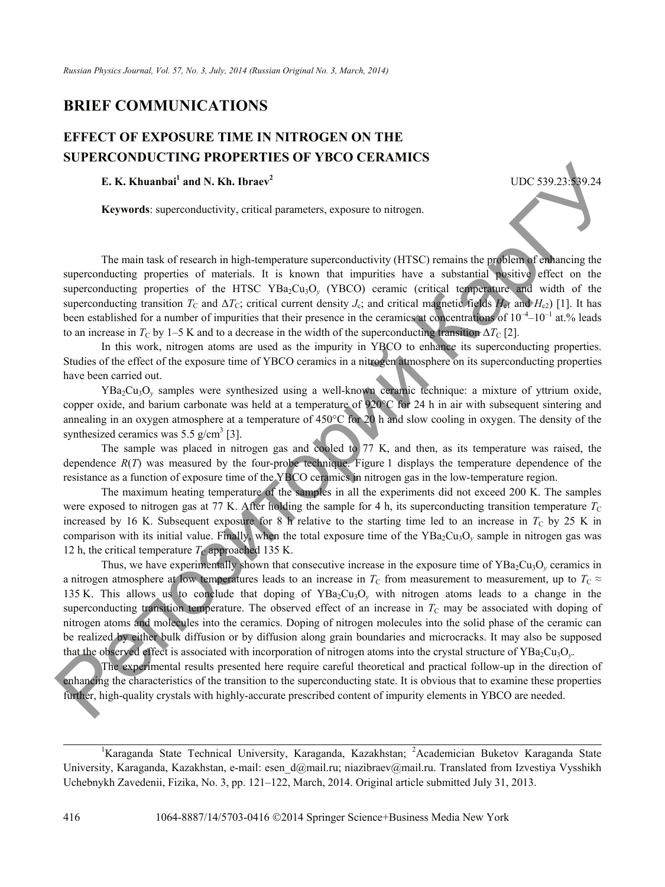## BRIEF COMMUNICATIONS

# EFFECT OF EXPOSURE TIME IN NITROGEN ON THE SUPERCONDUCTING PROPERTIES OF YBCO CERAMICS

**E. K. Khuanbai[1] and N. Kh. Ibraev[2]**

UDC 539.23:539.24

**Keywords**: superconductivity, critical parameters, exposure to nitrogen.

The main task of research in high-temperature superconductivity (HTSC) remains the problem of enhancing the superconducting properties of materials. It is known that impurities have a substantial positive effect on the superconducting properties of the HTSC $YBa_2Cu_3O_y$ (YBCO) ceramic (critical temperature and width of the superconducting transition $T_C$ and $\Delta T_C$; critical current density $J_c$; and critical magnetic fields $H_{c1}$ and $H_{c2}$) [1]. It has been established for a number of impurities that their presence in the ceramics at concentrations of $10^{-4}$–$10^{-1}$ at.% leads to an increase in $T_C$ by 1–5 K and to a decrease in the width of the superconducting transition $\Delta T_C$ [2].

In this work, nitrogen atoms are used as the impurity in YBCO to enhance its superconducting properties. Studies of the effect of the exposure time of YBCO ceramics in a nitrogen atmosphere on its superconducting properties have been carried out.

$YBa_2Cu_3O_y$ samples were synthesized using a well-known ceramic technique: a mixture of yttrium oxide, copper oxide, and barium carbonate was held at a temperature of 920°C for 24 h in air with subsequent sintering and annealing in an oxygen atmosphere at a temperature of 450°C for 20 h and slow cooling in oxygen. The density of the synthesized ceramics was 5.5 g/cm$^3$ [3].

The sample was placed in nitrogen gas and cooled to 77 K, and then, as its temperature was raised, the dependence $R(T)$ was measured by the four-probe technique. Figure 1 displays the temperature dependence of the resistance as a function of exposure time of the YBCO ceramics in nitrogen gas in the low-temperature region.

The maximum heating temperature of the samples in all the experiments did not exceed 200 K. The samples were exposed to nitrogen gas at 77 K. After holding the sample for 4 h, its superconducting transition temperature $T_C$ increased by 16 K. Subsequent exposure for 8 h relative to the starting time led to an increase in $T_C$ by 25 K in comparison with its initial value. Finally, when the total exposure time of the $YBa_2Cu_3O_y$ sample in nitrogen gas was 12 h, the critical temperature $T_C$ approached 135 K.

Thus, we have experimentally shown that consecutive increase in the exposure time of $YBa_2Cu_3O_y$ ceramics in a nitrogen atmosphere at low temperatures leads to an increase in $T_C$ from measurement to measurement, up to $T_C \approx$ 135 K. This allows us to conclude that doping of $YBa_2Cu_3O_y$ with nitrogen atoms leads to a change in the superconducting transition temperature. The observed effect of an increase in $T_C$ may be associated with doping of nitrogen atoms and molecules into the ceramics. Doping of nitrogen molecules into the solid phase of the ceramic can be realized by either bulk diffusion or by diffusion along grain boundaries and microcracks. It may also be supposed that the observed effect is associated with incorporation of nitrogen atoms into the crystal structure of $YBa_2Cu_3O_y$.

The experimental results presented here require careful theoretical and practical follow-up in the direction of enhancing the characteristics of the transition to the superconducting state. It is obvious that to examine these properties further, high-quality crystals with highly-accurate prescribed content of impurity elements in YBCO are needed.

---

[1]Karaganda State Technical University, Karaganda, Kazakhstan; [2]Academician Buketov Karaganda State University, Karaganda, Kazakhstan, e-mail: esen_d@mail.ru; niazibraev@mail.ru. Translated from Izvestiya Vysshikh Uchebnykh Zavedenii, Fizika, No. 3, pp. 121–122, March, 2014. Original article submitted July 31, 2013.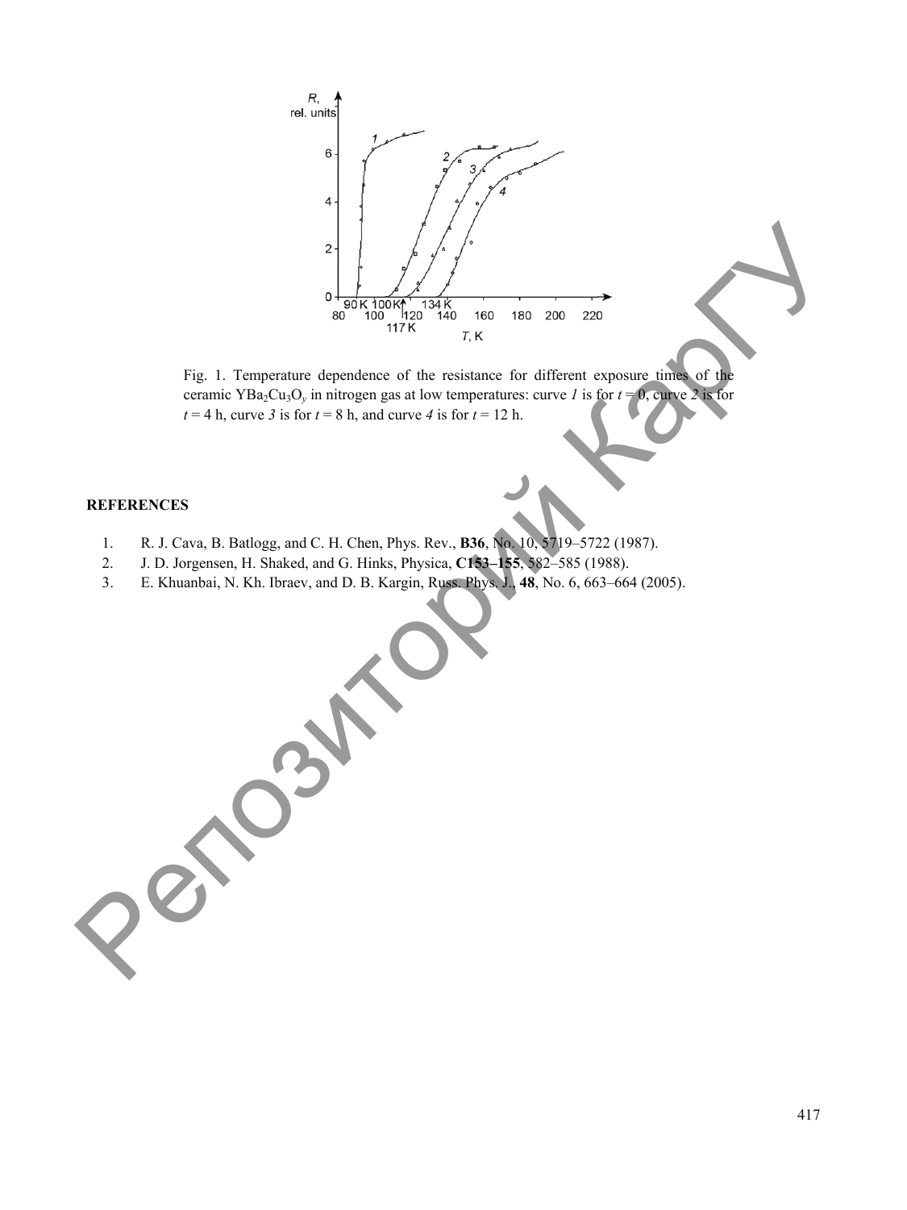R, rel. units

0 2 4 6

1 2 3 4

90 K 100 K 134 K

80 100 120 140 160 180 200 220

117 K

*T*, K

Fig. 1. Temperature dependence of the resistance for different exposure times of the ceramic $YBa_2Cu_3O_y$ in nitrogen gas at low temperatures: curve *1* is for *t* = 0, curve *2* is for *t* = 4 h, curve *3* is for *t* = 8 h, and curve *4* is for *t* = 12 h.

## REFERENCES

1. R. J. Cava, B. Batlogg, and C. H. Chen, Phys. Rev., **B36**, No. 10, 5719–5722 (1987).
2. J. D. Jorgensen, H. Shaked, and G. Hinks, Physica, **C153–155**, 582–585 (1988).
3. E. Khuanbai, N. Kh. Ibraev, and D. B. Kargin, Russ. Phys. J., **48**, No. 6, 663–664 (2005).